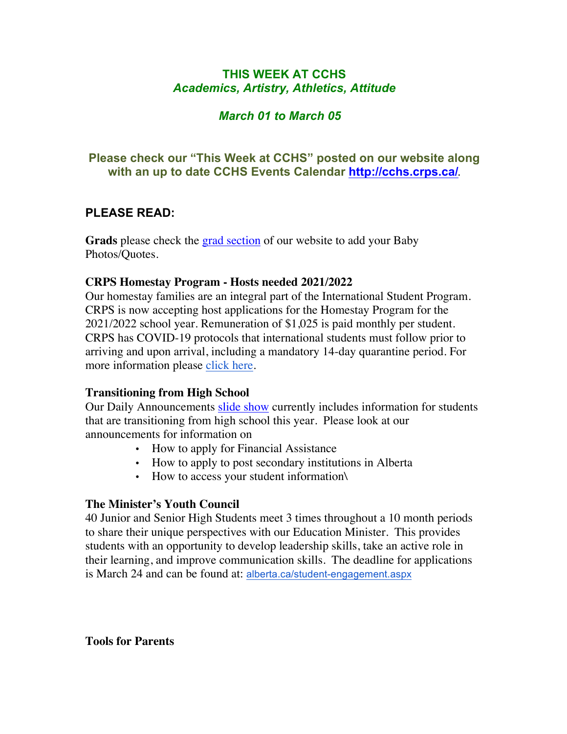# THIS WEEK AT CCHS
## *Academics, Artistry, Athletics, Attitude*

### *March 01 to March 05*

**Please check our "This Week at CCHS" posted on our website along with an up to date CCHS Events Calendar [http://cchs.crps.ca/](http://cchs.crps.ca/).**

## PLEASE READ:

**Grads** please check the [grad section](#) of our website to add your Baby Photos/Quotes.

**CRPS Homestay Program - Hosts needed 2021/2022**
Our homestay families are an integral part of the International Student Program. CRPS is now accepting host applications for the Homestay Program for the 2021/2022 school year. Remuneration of $1,025 is paid monthly per student. CRPS has COVID-19 protocols that international students must follow prior to arriving and upon arrival, including a mandatory 14-day quarantine period. For more information please [click here](#).

**Transitioning from High School**
Our Daily Announcements [slide show](#) currently includes information for students that are transitioning from high school this year. Please look at our announcements for information on

- How to apply for Financial Assistance
- How to apply to post secondary institutions in Alberta
- How to access your student information\

**The Minister's Youth Council**
40 Junior and Senior High Students meet 3 times throughout a 10 month periods to share their unique perspectives with our Education Minister. This provides students with an opportunity to develop leadership skills, take an active role in their learning, and improve communication skills. The deadline for applications is March 24 and can be found at: [alberta.ca/student-engagement.aspx](alberta.ca/student-engagement.aspx)

**Tools for Parents**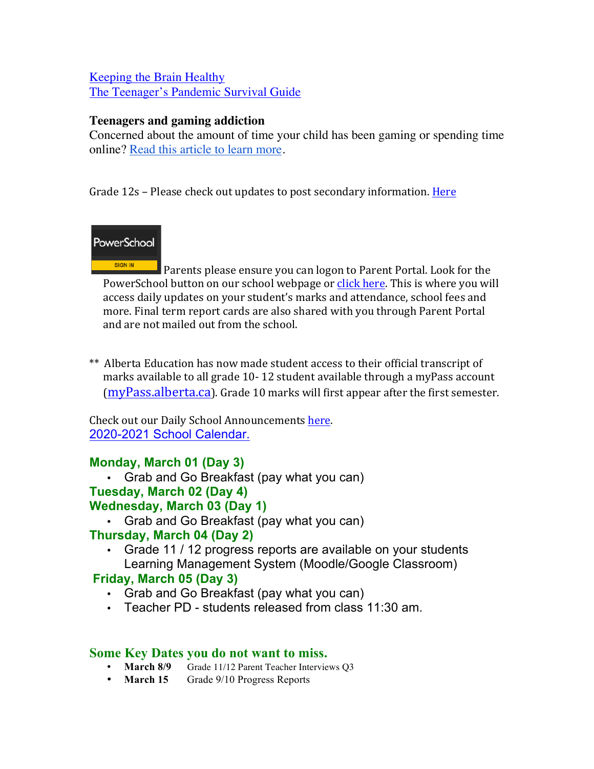Keeping the Brain Healthy
The Teenager's Pandemic Survival Guide

**Teenagers and gaming addiction**
Concerned about the amount of time your child has been gaming or spending time online? Read this article to learn more.

Grade 12s – Please check out updates to post secondary information. Here

PowerSchool SIGN IN Parents please ensure you can logon to Parent Portal. Look for the PowerSchool button on our school webpage or click here. This is where you will access daily updates on your student's marks and attendance, school fees and more. Final term report cards are also shared with you through Parent Portal and are not mailed out from the school.

** Alberta Education has now made student access to their official transcript of marks available to all grade 10- 12 student available through a myPass account (myPass.alberta.ca). Grade 10 marks will first appear after the first semester.

Check out our Daily School Announcements here.
2020-2021 School Calendar.

**Monday, March 01 (Day 3)**
- Grab and Go Breakfast (pay what you can)

**Tuesday, March 02 (Day 4)**

**Wednesday, March 03 (Day 1)**
- Grab and Go Breakfast (pay what you can)

**Thursday, March 04 (Day 2)**
- Grade 11 / 12 progress reports are available on your students Learning Management System (Moodle/Google Classroom)

**Friday, March 05 (Day 3)**
- Grab and Go Breakfast (pay what you can)
- Teacher PD - students released from class 11:30 am.

## Some Key Dates you do not want to miss.
- **March 8/9** Grade 11/12 Parent Teacher Interviews Q3
- **March 15** Grade 9/10 Progress Reports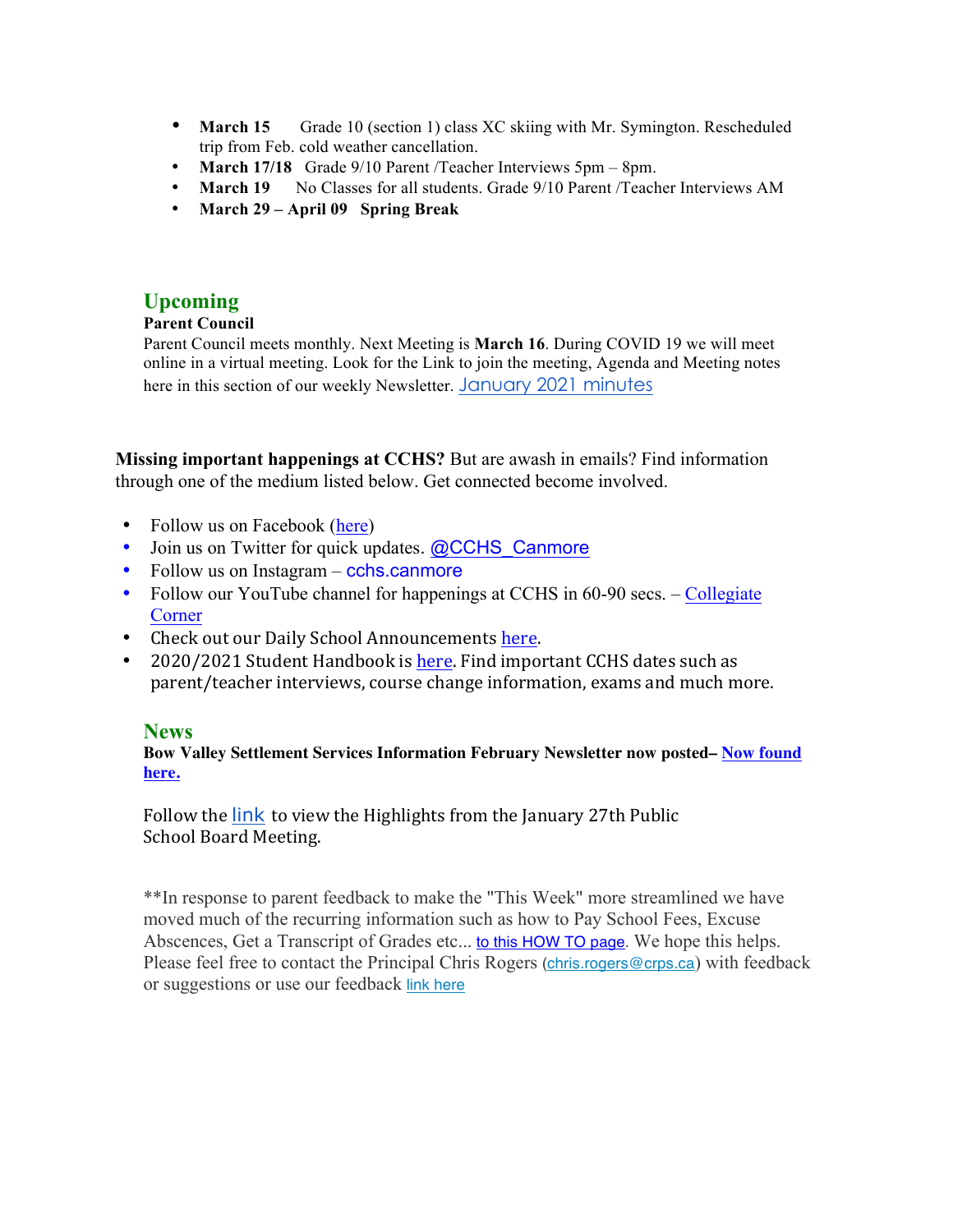- **March 15** Grade 10 (section 1) class XC skiing with Mr. Symington. Rescheduled trip from Feb. cold weather cancellation.
- **March 17/18** Grade 9/10 Parent /Teacher Interviews 5pm – 8pm.
- **March 19** No Classes for all students. Grade 9/10 Parent /Teacher Interviews AM
- **March 29 – April 09 Spring Break**

## Upcoming

**Parent Council**

Parent Council meets monthly. Next Meeting is **March 16**. During COVID 19 we will meet online in a virtual meeting. Look for the Link to join the meeting, Agenda and Meeting notes here in this section of our weekly Newsletter. January 2021 minutes

**Missing important happenings at CCHS?** But are awash in emails? Find information through one of the medium listed below. Get connected become involved.

- Follow us on Facebook (here)
- Join us on Twitter for quick updates. @CCHS_Canmore
- Follow us on Instagram – cchs.canmore
- Follow our YouTube channel for happenings at CCHS in 60-90 secs. – Collegiate Corner
- Check out our Daily School Announcements here.
- 2020/2021 Student Handbook is here. Find important CCHS dates such as parent/teacher interviews, course change information, exams and much more.

## News

**Bow Valley Settlement Services Information February Newsletter now posted– Now found here.**

Follow the link to view the Highlights from the January 27th Public School Board Meeting.

**In response to parent feedback to make the "This Week" more streamlined we have moved much of the recurring information such as how to Pay School Fees, Excuse Abscences, Get a Transcript of Grades etc... to this HOW TO page. We hope this helps. Please feel free to contact the Principal Chris Rogers (chris.rogers@crps.ca) with feedback or suggestions or use our feedback link here